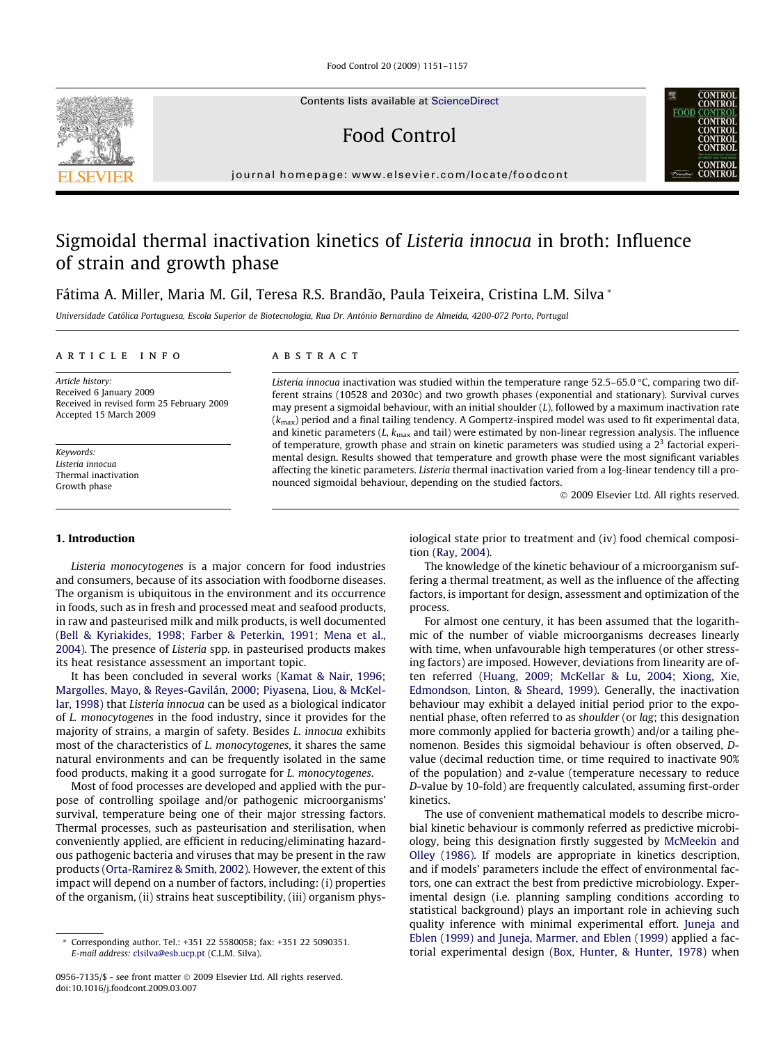# Sigmoidal thermal inactivation kinetics of *Listeria innocua* in broth: Influence of strain and growth phase

Fátima A. Miller, Maria M. Gil, Teresa R.S. Brandão, Paula Teixeira, Cristina L.M. Silva *

*Universidade Católica Portuguesa, Escola Superior de Biotecnologia, Rua Dr. António Bernardino de Almeida, 4200-072 Porto, Portugal*

## ARTICLE INFO

*Article history:*
Received 6 January 2009
Received in revised form 25 February 2009
Accepted 15 March 2009

*Keywords:*
*Listeria innocua*
Thermal inactivation
Growth phase

## ABSTRACT

*Listeria innocua* inactivation was studied within the temperature range 52.5–65.0 °C, comparing two different strains (10528 and 2030c) and two growth phases (exponential and stationary). Survival curves may present a sigmoidal behaviour, with an initial shoulder ($L$), followed by a maximum inactivation rate ($k_{max}$) period and a final tailing tendency. A Gompertz-inspired model was used to fit experimental data, and kinetic parameters ($L$, $k_{max}$ and tail) were estimated by non-linear regression analysis. The influence of temperature, growth phase and strain on kinetic parameters was studied using a $2^3$ factorial experimental design. Results showed that temperature and growth phase were the most significant variables affecting the kinetic parameters. *Listeria* thermal inactivation varied from a log-linear tendency till a pronounced sigmoidal behaviour, depending on the studied factors.

© 2009 Elsevier Ltd. All rights reserved.

## 1. Introduction

*Listeria monocytogenes* is a major concern for food industries and consumers, because of its association with foodborne diseases. The organism is ubiquitous in the environment and its occurrence in foods, such as in fresh and processed meat and seafood products, in raw and pasteurised milk and milk products, is well documented (Bell & Kyriakides, 1998; Farber & Peterkin, 1991; Mena et al., 2004). The presence of *Listeria* spp. in pasteurised products makes its heat resistance assessment an important topic.

It has been concluded in several works (Kamat & Nair, 1996; Margolles, Mayo, & Reyes-Gavilán, 2000; Piyasena, Liou, & McKellar, 1998) that *Listeria innocua* can be used as a biological indicator of *L. monocytogenes* in the food industry, since it provides for the majority of strains, a margin of safety. Besides *L. innocua* exhibits most of the characteristics of *L. monocytogenes*, it shares the same natural environments and can be frequently isolated in the same food products, making it a good surrogate for *L. monocytogenes*.

Most of food processes are developed and applied with the purpose of controlling spoilage and/or pathogenic microorganisms' survival, temperature being one of their major stressing factors. Thermal processes, such as pasteurisation and sterilisation, when conveniently applied, are efficient in reducing/eliminating hazardous pathogenic bacteria and viruses that may be present in the raw products (Orta-Ramirez & Smith, 2002). However, the extent of this impact will depend on a number of factors, including: (i) properties of the organism, (ii) strains heat susceptibility, (iii) organism physiological state prior to treatment and (iv) food chemical composition (Ray, 2004).

The knowledge of the kinetic behaviour of a microorganism suffering a thermal treatment, as well as the influence of the affecting factors, is important for design, assessment and optimization of the process.

For almost one century, it has been assumed that the logarithmic of the number of viable microorganisms decreases linearly with time, when unfavourable high temperatures (or other stressing factors) are imposed. However, deviations from linearity are often referred (Huang, 2009; McKellar & Lu, 2004; Xiong, Xie, Edmondson, Linton, & Sheard, 1999). Generally, the inactivation behaviour may exhibit a delayed initial period prior to the exponential phase, often referred to as *shoulder* (or *lag*; this designation more commonly applied for bacteria growth) and/or a tailing phenomenon. Besides this sigmoidal behaviour is often observed, *D*-value (decimal reduction time, or time required to inactivate 90% of the population) and *z*-value (temperature necessary to reduce *D*-value by 10-fold) are frequently calculated, assuming first-order kinetics.

The use of convenient mathematical models to describe microbial kinetic behaviour is commonly referred as predictive microbiology, being this designation firstly suggested by McMeekin and Olley (1986). If models are appropriate in kinetics description, and if models' parameters include the effect of environmental factors, one can extract the best from predictive microbiology. Experimental design (i.e. planning sampling conditions according to statistical background) plays an important role in achieving such quality inference with minimal experimental effort. Juneja and Eblen (1999) and Juneja, Marmer, and Eblen (1999) applied a factorial experimental design (Box, Hunter, & Hunter, 1978) when

* Corresponding author. Tel.: +351 22 5580058; fax: +351 22 5090351.
E-mail address: clsilva@esb.ucp.pt (C.L.M. Silva).

0956-7135/$ - see front matter © 2009 Elsevier Ltd. All rights reserved.
doi:10.1016/j.foodcont.2009.03.007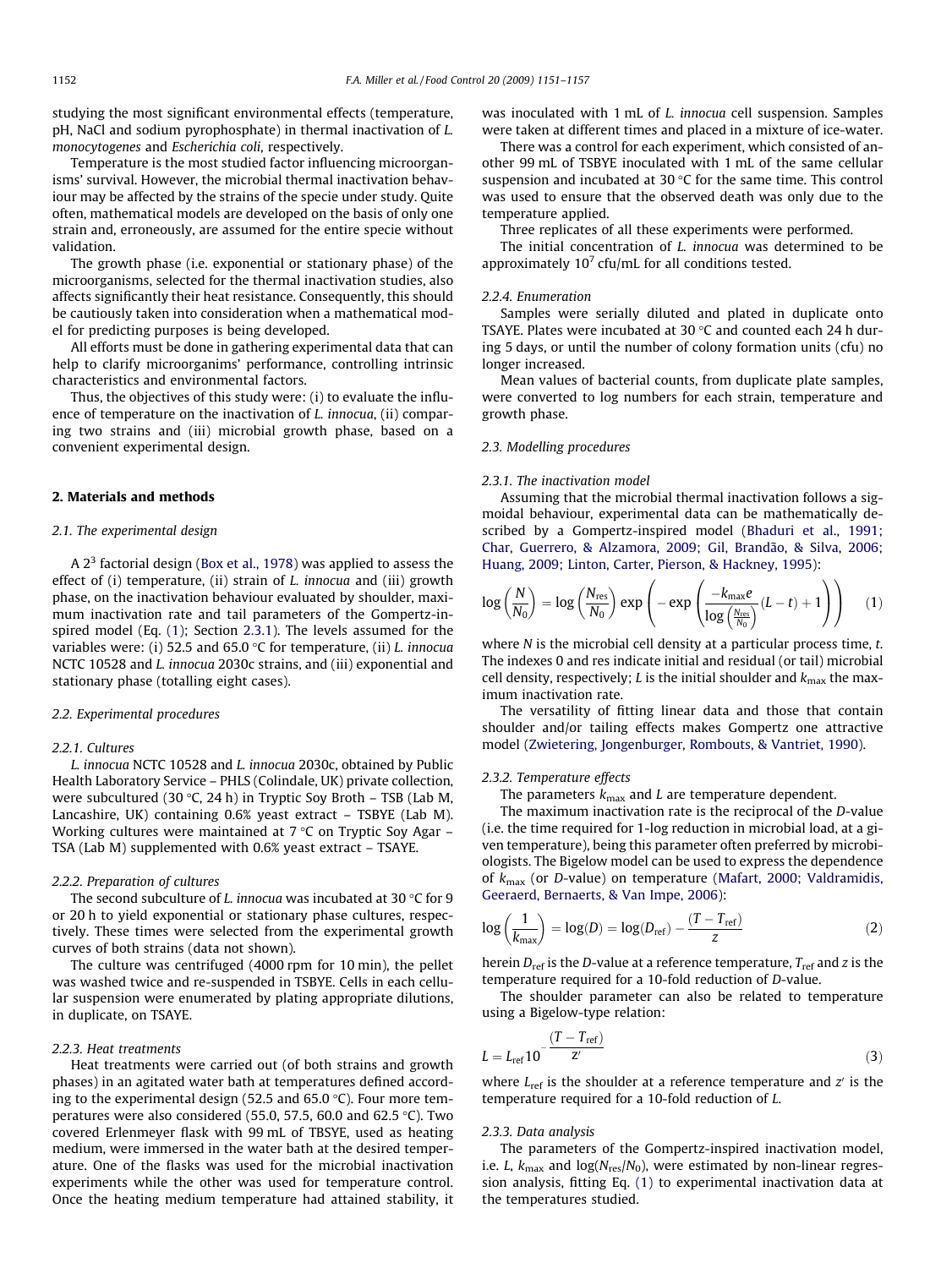studying the most significant environmental effects (temperature, pH, NaCl and sodium pyrophosphate) in thermal inactivation of *L. monocytogenes* and *Escherichia coli*, respectively.

Temperature is the most studied factor influencing microorganisms' survival. However, the microbial thermal inactivation behaviour may be affected by the strains of the specie under study. Quite often, mathematical models are developed on the basis of only one strain and, erroneously, are assumed for the entire specie without validation.

The growth phase (i.e. exponential or stationary phase) of the microorganisms, selected for the thermal inactivation studies, also affects significantly their heat resistance. Consequently, this should be cautiously taken into consideration when a mathematical model for predicting purposes is being developed.

All efforts must be done in gathering experimental data that can help to clarify microorganims' performance, controlling intrinsic characteristics and environmental factors.

Thus, the objectives of this study were: (i) to evaluate the influence of temperature on the inactivation of *L. innocua*, (ii) comparing two strains and (iii) microbial growth phase, based on a convenient experimental design.

## 2. Materials and methods

### 2.1. The experimental design

A $2^3$ factorial design (Box et al., 1978) was applied to assess the effect of (i) temperature, (ii) strain of *L. innocua* and (iii) growth phase, on the inactivation behaviour evaluated by shoulder, maximum inactivation rate and tail parameters of the Gompertz-inspired model (Eq. (1); Section 2.3.1). The levels assumed for the variables were: (i) 52.5 and 65.0 °C for temperature, (ii) *L. innocua* NCTC 10528 and *L. innocua* 2030c strains, and (iii) exponential and stationary phase (totalling eight cases).

### 2.2. Experimental procedures

#### 2.2.1. Cultures

*L. innocua* NCTC 10528 and *L. innocua* 2030c, obtained by Public Health Laboratory Service – PHLS (Colindale, UK) private collection, were subcultured (30 °C, 24 h) in Tryptic Soy Broth – TSB (Lab M, Lancashire, UK) containing 0.6% yeast extract – TSBYE (Lab M). Working cultures were maintained at 7 °C on Tryptic Soy Agar – TSA (Lab M) supplemented with 0.6% yeast extract – TSAYE.

#### 2.2.2. Preparation of cultures

The second subculture of *L. innocua* was incubated at 30 °C for 9 or 20 h to yield exponential or stationary phase cultures, respectively. These times were selected from the experimental growth curves of both strains (data not shown).

The culture was centrifuged (4000 rpm for 10 min), the pellet was washed twice and re-suspended in TSBYE. Cells in each cellular suspension were enumerated by plating appropriate dilutions, in duplicate, on TSAYE.

#### 2.2.3. Heat treatments

Heat treatments were carried out (of both strains and growth phases) in an agitated water bath at temperatures defined according to the experimental design (52.5 and 65.0 °C). Four more temperatures were also considered (55.0, 57.5, 60.0 and 62.5 °C). Two covered Erlenmeyer flask with 99 mL of TBSYE, used as heating medium, were immersed in the water bath at the desired temperature. One of the flasks was used for the microbial inactivation experiments while the other was used for temperature control. Once the heating medium temperature had attained stability, it was inoculated with 1 mL of *L. innocua* cell suspension. Samples were taken at different times and placed in a mixture of ice-water.

There was a control for each experiment, which consisted of another 99 mL of TSBYE inoculated with 1 mL of the same cellular suspension and incubated at 30 °C for the same time. This control was used to ensure that the observed death was only due to the temperature applied.

Three replicates of all these experiments were performed.

The initial concentration of *L. innocua* was determined to be approximately $10^7$ cfu/mL for all conditions tested.

#### 2.2.4. Enumeration

Samples were serially diluted and plated in duplicate onto TSAYE. Plates were incubated at 30 °C and counted each 24 h during 5 days, or until the number of colony formation units (cfu) no longer increased.

Mean values of bacterial counts, from duplicate plate samples, were converted to log numbers for each strain, temperature and growth phase.

### 2.3. Modelling procedures

#### 2.3.1. The inactivation model

Assuming that the microbial thermal inactivation follows a sigmoidal behaviour, experimental data can be mathematically described by a Gompertz-inspired model (Bhaduri et al., 1991; Char, Guerrero, & Alzamora, 2009; Gil, Brandão, & Silva, 2006; Huang, 2009; Linton, Carter, Pierson, & Hackney, 1995):

$$\log\left(\frac{N}{N_0}\right) = \log\left(\frac{N_{\text{res}}}{N_0}\right)\exp\left(-\exp\left(\frac{-k_{\max}e}{\log\left(\frac{N_{\text{res}}}{N_0}\right)}(L-t)+1\right)\right) \tag{1}$$

where $N$ is the microbial cell density at a particular process time, $t$. The indexes 0 and res indicate initial and residual (or tail) microbial cell density, respectively; $L$ is the initial shoulder and $k_{\max}$ the maximum inactivation rate.

The versatility of fitting linear data and those that contain shoulder and/or tailing effects makes Gompertz one attractive model (Zwietering, Jongenburger, Rombouts, & Vantriet, 1990).

#### 2.3.2. Temperature effects

The parameters $k_{\max}$ and $L$ are temperature dependent.

The maximum inactivation rate is the reciprocal of the *D*-value (i.e. the time required for 1-log reduction in microbial load, at a given temperature), being this parameter often preferred by microbiologists. The Bigelow model can be used to express the dependence of $k_{\max}$ (or *D*-value) on temperature (Mafart, 2000; Valdramidis, Geeraerd, Bernaerts, & Van Impe, 2006):

$$\log\left(\frac{1}{k_{\max}}\right) = \log(D) = \log(D_{\text{ref}}) - \frac{(T - T_{\text{ref}})}{z} \tag{2}$$

herein $D_{\text{ref}}$ is the *D*-value at a reference temperature, $T_{\text{ref}}$ and $z$ is the temperature required for a 10-fold reduction of *D*-value.

The shoulder parameter can also be related to temperature using a Bigelow-type relation:

$$L = L_{\text{ref}}10^{-\frac{(T-T_{\text{ref}})}{z'}} \tag{3}$$

where $L_{\text{ref}}$ is the shoulder at a reference temperature and $z'$ is the temperature required for a 10-fold reduction of $L$.

#### 2.3.3. Data analysis

The parameters of the Gompertz-inspired inactivation model, i.e. $L$, $k_{\max}$ and $\log(N_{\text{res}}/N_0)$, were estimated by non-linear regression analysis, fitting Eq. (1) to experimental inactivation data at the temperatures studied.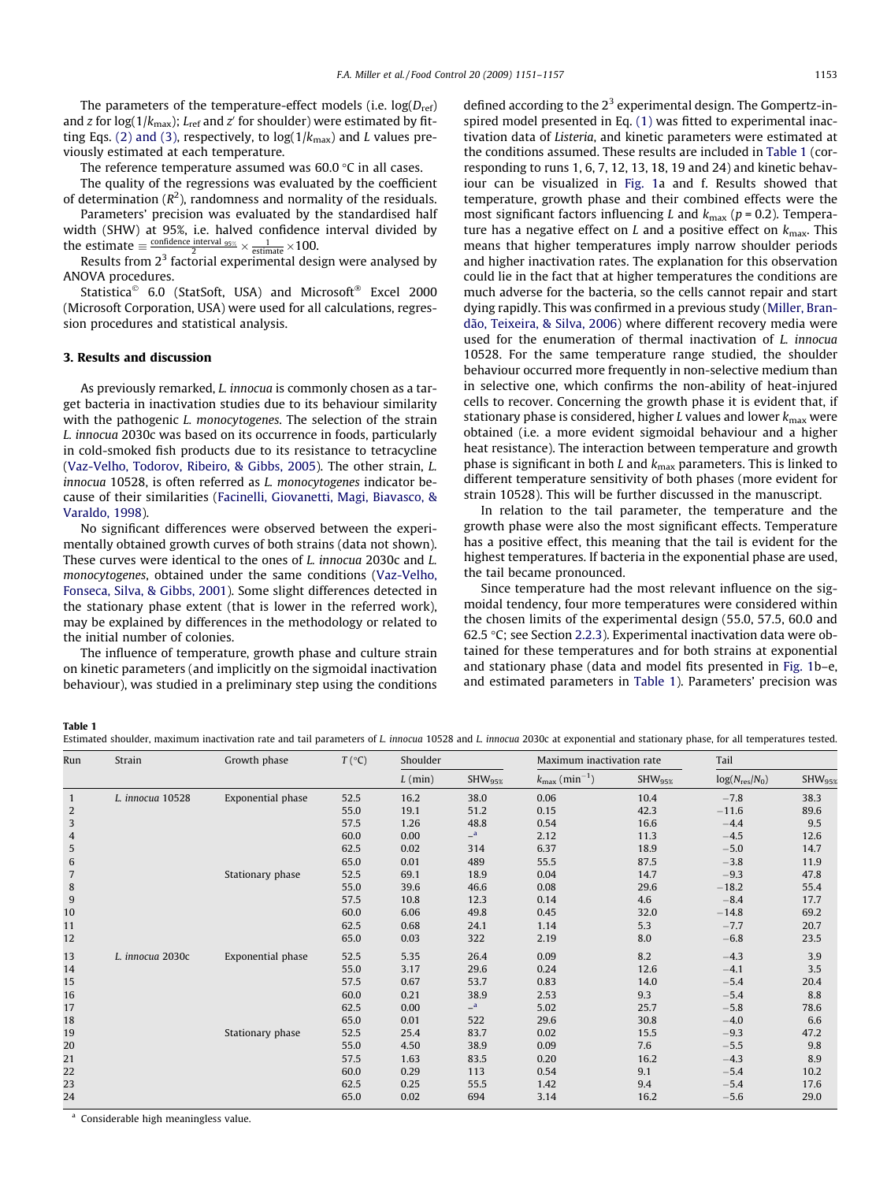The parameters of the temperature-effect models (i.e. $\log(D_{ref})$ and $z$ for $\log(1/k_{max})$; $L_{ref}$ and $z'$ for shoulder) were estimated by fitting Eqs. (2) and (3), respectively, to $\log(1/k_{max})$ and $L$ values previously estimated at each temperature.

The reference temperature assumed was 60.0 °C in all cases.

The quality of the regressions was evaluated by the coefficient of determination ($R^2$), randomness and normality of the residuals.

Parameters' precision was evaluated by the standardised half width (SHW) at 95%, i.e. halved confidence interval divided by the estimate $\equiv \frac{\text{confidence interval}_{95\%}}{2} \times \frac{1}{\text{estimate}} \times 100$.

Results from $2^3$ factorial experimental design were analysed by ANOVA procedures.

Statistica© 6.0 (StatSoft, USA) and Microsoft® Excel 2000 (Microsoft Corporation, USA) were used for all calculations, regression procedures and statistical analysis.

## 3. Results and discussion

As previously remarked, *L. innocua* is commonly chosen as a target bacteria in inactivation studies due to its behaviour similarity with the pathogenic *L. monocytogenes*. The selection of the strain *L. innocua* 2030c was based on its occurrence in foods, particularly in cold-smoked fish products due to its resistance to tetracycline (Vaz-Velho, Todorov, Ribeiro, & Gibbs, 2005). The other strain, *L. innocua* 10528, is often referred as *L. monocytogenes* indicator because of their similarities (Facinelli, Giovanetti, Magi, Biavasco, & Varaldo, 1998).

No significant differences were observed between the experimentally obtained growth curves of both strains (data not shown). These curves were identical to the ones of *L. innocua* 2030c and *L. monocytogenes*, obtained under the same conditions (Vaz-Velho, Fonseca, Silva, & Gibbs, 2001). Some slight differences detected in the stationary phase extent (that is lower in the referred work), may be explained by differences in the methodology or related to the initial number of colonies.

The influence of temperature, growth phase and culture strain on kinetic parameters (and implicitly on the sigmoidal inactivation behaviour), was studied in a preliminary step using the conditions defined according to the $2^3$ experimental design. The Gompertz-inspired model presented in Eq. (1) was fitted to experimental inactivation data of *Listeria*, and kinetic parameters were estimated at the conditions assumed. These results are included in Table 1 (corresponding to runs 1, 6, 7, 12, 13, 18, 19 and 24) and kinetic behaviour can be visualized in Fig. 1a and f. Results showed that temperature, growth phase and their combined effects were the most significant factors influencing $L$ and $k_{max}$ ($p = 0.2$). Temperature has a negative effect on $L$ and a positive effect on $k_{max}$. This means that higher temperatures imply narrow shoulder periods and higher inactivation rates. The explanation for this observation could lie in the fact that at higher temperatures the conditions are much adverse for the bacteria, so the cells cannot repair and start dying rapidly. This was confirmed in a previous study (Miller, Brandão, Teixeira, & Silva, 2006) where different recovery media were used for the enumeration of thermal inactivation of *L. innocua* 10528. For the same temperature range studied, the shoulder behaviour occurred more frequently in non-selective medium than in selective one, which confirms the non-ability of heat-injured cells to recover. Concerning the growth phase it is evident that, if stationary phase is considered, higher $L$ values and lower $k_{max}$ were obtained (i.e. a more evident sigmoidal behaviour and a higher heat resistance). The interaction between temperature and growth phase is significant in both $L$ and $k_{max}$ parameters. This is linked to different temperature sensitivity of both phases (more evident for strain 10528). This will be further discussed in the manuscript.

In relation to the tail parameter, the temperature and the growth phase were also the most significant effects. Temperature has a positive effect, this meaning that the tail is evident for the highest temperatures. If bacteria in the exponential phase are used, the tail became pronounced.

Since temperature had the most relevant influence on the sigmoidal tendency, four more temperatures were considered within the chosen limits of the experimental design (55.0, 57.5, 60.0 and 62.5 °C; see Section 2.2.3). Experimental inactivation data were obtained for these temperatures and for both strains at exponential and stationary phase (data and model fits presented in Fig. 1b–e, and estimated parameters in Table 1). Parameters' precision was

**Table 1**
Estimated shoulder, maximum inactivation rate and tail parameters of *L. innocua* 10528 and *L. innocua* 2030c at exponential and stationary phase, for all temperatures tested.

| Run | Strain | Growth phase | $T$ (°C) | Shoulder | | Maximum inactivation rate | | Tail | |
|---|---|---|---|---|---|---|---|---|---|
| | | | | $L$ (min) | $SHW_{95\%}$ | $k_{max}$ (min$^{-1}$) | $SHW_{95\%}$ | $\log(N_{res}/N_0)$ | $SHW_{95\%}$ |
| 1 | *L. innocua* 10528 | Exponential phase | 52.5 | 16.2 | 38.0 | 0.06 | 10.4 | −7.8 | 38.3 |
| 2 | | | 55.0 | 19.1 | 51.2 | 0.15 | 42.3 | −11.6 | 89.6 |
| 3 | | | 57.5 | 1.26 | 48.8 | 0.54 | 16.6 | −4.4 | 9.5 |
| 4 | | | 60.0 | 0.00 | –[a] | 2.12 | 11.3 | −4.5 | 12.6 |
| 5 | | | 62.5 | 0.02 | 314 | 6.37 | 18.9 | −5.0 | 14.7 |
| 6 | | | 65.0 | 0.01 | 489 | 55.5 | 87.5 | −3.8 | 11.9 |
| 7 | | Stationary phase | 52.5 | 69.1 | 18.9 | 0.04 | 14.7 | −9.3 | 47.8 |
| 8 | | | 55.0 | 39.6 | 46.6 | 0.08 | 29.6 | −18.2 | 55.4 |
| 9 | | | 57.5 | 10.8 | 12.3 | 0.14 | 4.6 | −8.4 | 17.7 |
| 10 | | | 60.0 | 6.06 | 49.8 | 0.45 | 32.0 | −14.8 | 69.2 |
| 11 | | | 62.5 | 0.68 | 24.1 | 1.14 | 5.3 | −7.7 | 20.7 |
| 12 | | | 65.0 | 0.03 | 322 | 2.19 | 8.0 | −6.8 | 23.5 |
| 13 | *L. innocua* 2030c | Exponential phase | 52.5 | 5.35 | 26.4 | 0.09 | 8.2 | −4.3 | 3.9 |
| 14 | | | 55.0 | 3.17 | 29.6 | 0.24 | 12.6 | −4.1 | 3.5 |
| 15 | | | 57.5 | 0.67 | 53.7 | 0.83 | 14.0 | −5.4 | 20.4 |
| 16 | | | 60.0 | 0.21 | 38.9 | 2.53 | 9.3 | −5.4 | 8.8 |
| 17 | | | 62.5 | 0.00 | –[a] | 5.02 | 25.7 | −5.8 | 78.6 |
| 18 | | | 65.0 | 0.01 | 522 | 29.6 | 30.8 | −4.0 | 6.6 |
| 19 | | Stationary phase | 52.5 | 25.4 | 83.7 | 0.02 | 15.5 | −9.3 | 47.2 |
| 20 | | | 55.0 | 4.50 | 38.9 | 0.09 | 7.6 | −5.5 | 9.8 |
| 21 | | | 57.5 | 1.63 | 83.5 | 0.20 | 16.2 | −4.3 | 8.9 |
| 22 | | | 60.0 | 0.29 | 113 | 0.54 | 9.1 | −5.4 | 10.2 |
| 23 | | | 62.5 | 0.25 | 55.5 | 1.42 | 9.4 | −5.4 | 17.6 |
| 24 | | | 65.0 | 0.02 | 694 | 3.14 | 16.2 | −5.6 | 29.0 |

[a] Considerable high meaningless value.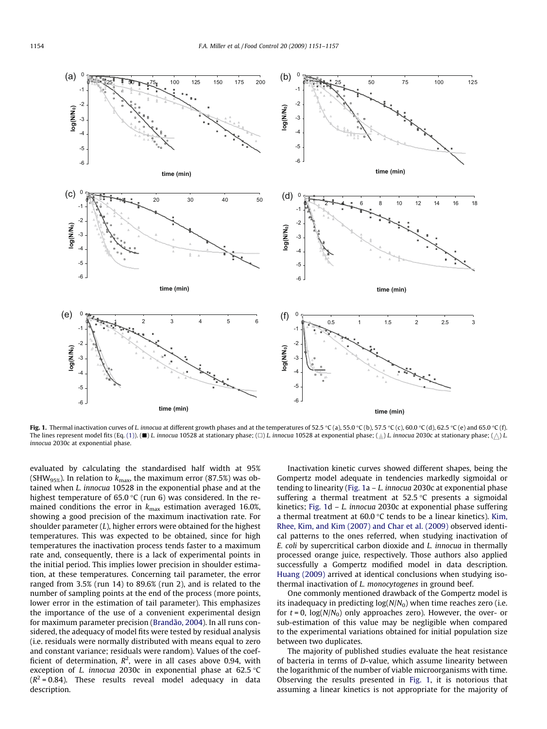**Fig. 1.** Thermal inactivation curves of *L. innocua* at different growth phases and at the temperatures of 52.5 °C (a), 55.0 °C (b), 57.5 °C (c), 60.0 °C (d), 62.5 °C (e) and 65.0 °C (f). The lines represent model fits (Eq. (1)). (■) *L. innocua* 10528 at stationary phase; (□) *L. innocua* 10528 at exponential phase; (▲) *L. innocua* 2030c at stationary phase; (△) *L. innocua* 2030c at exponential phase.

evaluated by calculating the standardised half width at 95% ($SHW_{95\%}$). In relation to $k_{max}$, the maximum error (87.5%) was obtained when *L. innocua* 10528 in the exponential phase and at the highest temperature of 65.0 °C (run 6) was considered. In the remained conditions the error in $k_{max}$ estimation averaged 16.0%, showing a good precision of the maximum inactivation rate. For shoulder parameter ($L$), higher errors were obtained for the highest temperatures. This was expected to be obtained, since for high temperatures the inactivation process tends faster to a maximum rate and, consequently, there is a lack of experimental points in the initial period. This implies lower precision in shoulder estimation, at these temperatures. Concerning tail parameter, the error ranged from 3.5% (run 14) to 89.6% (run 2), and is related to the number of sampling points at the end of the process (more points, lower error in the estimation of tail parameter). This emphasizes the importance of the use of a convenient experimental design for maximum parameter precision (Brandão, 2004). In all runs considered, the adequacy of model fits were tested by residual analysis (i.e. residuals were normally distributed with means equal to zero and constant variance; residuals were random). Values of the coefficient of determination, $R^2$, were in all cases above 0.94, with exception of *L. innocua* 2030c in exponential phase at 62.5 °C ($R^2$ = 0.84). These results reveal model adequacy in data description.

Inactivation kinetic curves showed different shapes, being the Gompertz model adequate in tendencies markedly sigmoidal or tending to linearity (Fig. 1a – *L. innocua* 2030c at exponential phase suffering a thermal treatment at 52.5 °C presents a sigmoidal kinetics; Fig. 1d – *L. innocua* 2030c at exponential phase suffering a thermal treatment at 60.0 °C tends to be a linear kinetics). Kim, Rhee, Kim, and Kim (2007) and Char et al. (2009) observed identical patterns to the ones referred, when studying inactivation of *E. coli* by supercritical carbon dioxide and *L. innocua* in thermally processed orange juice, respectively. Those authors also applied successfully a Gompertz modified model in data description. Huang (2009) arrived at identical conclusions when studying isothermal inactivation of *L. monocytogenes* in ground beef.

One commonly mentioned drawback of the Gompertz model is its inadequacy in predicting $\log(N/N_0)$ when time reaches zero (i.e. for $t = 0$, $\log(N/N_0)$ only approaches zero). However, the over- or sub-estimation of this value may be negligible when compared to the experimental variations obtained for initial population size between two duplicates.

The majority of published studies evaluate the heat resistance of bacteria in terms of *D*-value, which assume linearity between the logarithmic of the number of viable microorganisms with time. Observing the results presented in Fig. 1, it is notorious that assuming a linear kinetics is not appropriate for the majority of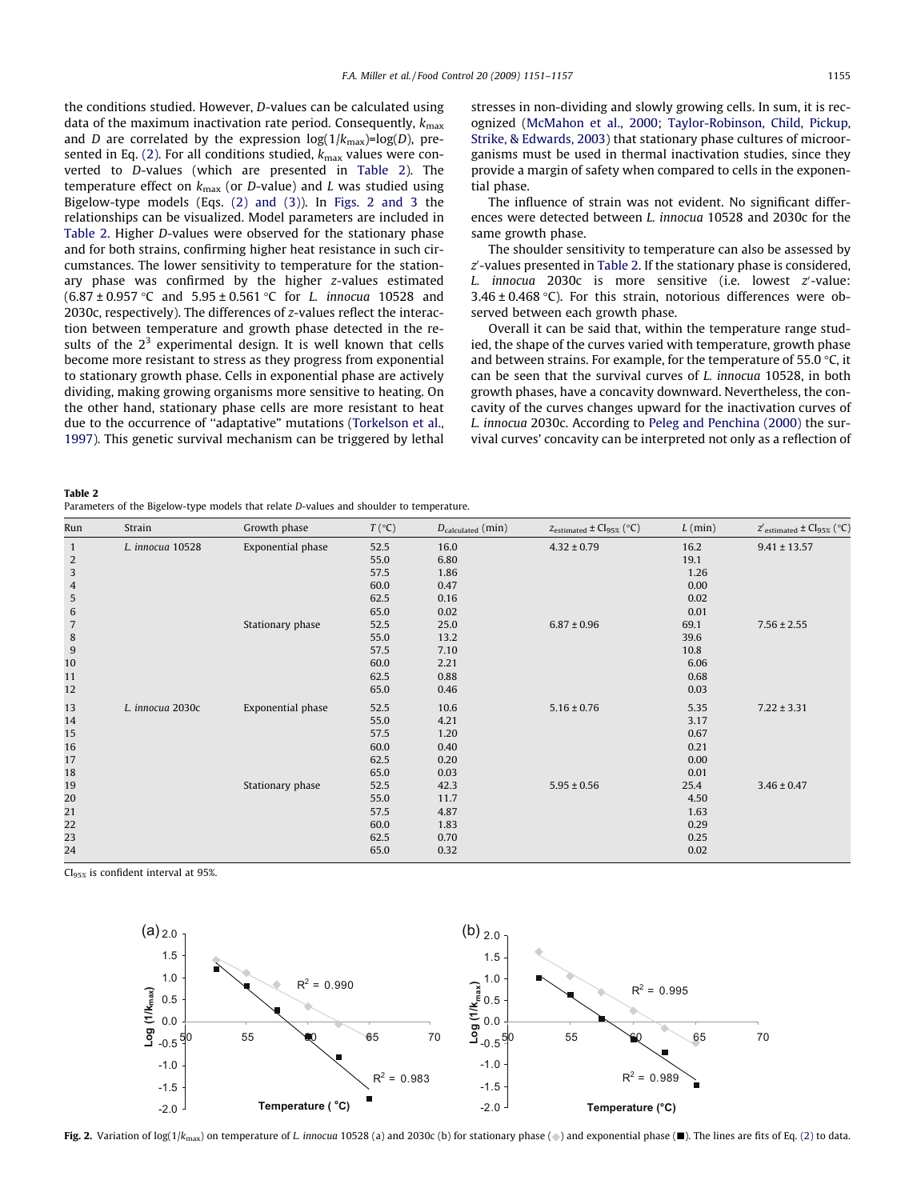the conditions studied. However, $D$-values can be calculated using data of the maximum inactivation rate period. Consequently, $k_{max}$ and $D$ are correlated by the expression $\log(1/k_{max})=\log(D)$, presented in Eq. (2). For all conditions studied, $k_{max}$ values were converted to $D$-values (which are presented in Table 2). The temperature effect on $k_{max}$ (or $D$-value) and $L$ was studied using Bigelow-type models (Eqs. (2) and (3)). In Figs. 2 and 3 the relationships can be visualized. Model parameters are included in Table 2. Higher $D$-values were observed for the stationary phase and for both strains, confirming higher heat resistance in such circumstances. The lower sensitivity to temperature for the stationary phase was confirmed by the higher $z$-values estimated (6.87 ± 0.957 °C and 5.95 ± 0.561 °C for *L. innocua* 10528 and 2030c, respectively). The differences of $z$-values reflect the interaction between temperature and growth phase detected in the results of the $2^3$ experimental design. It is well known that cells become more resistant to stress as they progress from exponential to stationary growth phase. Cells in exponential phase are actively dividing, making growing organisms more sensitive to heating. On the other hand, stationary phase cells are more resistant to heat due to the occurrence of "adaptative" mutations (Torkelson et al., 1997). This genetic survival mechanism can be triggered by lethal stresses in non-dividing and slowly growing cells. In sum, it is recognized (McMahon et al., 2000; Taylor-Robinson, Child, Pickup, Strike, & Edwards, 2003) that stationary phase cultures of microorganisms must be used in thermal inactivation studies, since they provide a margin of safety when compared to cells in the exponential phase.

The influence of strain was not evident. No significant differences were detected between *L. innocua* 10528 and 2030c for the same growth phase.

The shoulder sensitivity to temperature can also be assessed by $z'$-values presented in Table 2. If the stationary phase is considered, *L. innocua* 2030c is more sensitive (i.e. lowest $z'$-value: 3.46 ± 0.468 °C). For this strain, notorious differences were observed between each growth phase.

Overall it can be said that, within the temperature range studied, the shape of the curves varied with temperature, growth phase and between strains. For example, for the temperature of 55.0 °C, it can be seen that the survival curves of *L. innocua* 10528, in both growth phases, have a concavity downward. Nevertheless, the concavity of the curves changes upward for the inactivation curves of *L. innocua* 2030c. According to Peleg and Penchina (2000) the survival curves' concavity can be interpreted not only as a reflection of

**Table 2**
Parameters of the Bigelow-type models that relate $D$-values and shoulder to temperature.

| Run | Strain | Growth phase | $T$ (°C) | $D_{calculated}$ (min) | $z_{estimated} \pm CI_{95\%}$ (°C) | $L$ (min) | $z'_{estimated} \pm CI_{95\%}$ (°C) |
|---|---|---|---|---|---|---|---|
| 1 | *L. innocua* 10528 | Exponential phase | 52.5 | 16.0 | 4.32 ± 0.79 | 16.2 | 9.41 ± 13.57 |
| 2 | | | 55.0 | 6.80 | | 19.1 | |
| 3 | | | 57.5 | 1.86 | | 1.26 | |
| 4 | | | 60.0 | 0.47 | | 0.00 | |
| 5 | | | 62.5 | 0.16 | | 0.02 | |
| 6 | | | 65.0 | 0.02 | | 0.01 | |
| 7 | | Stationary phase | 52.5 | 25.0 | 6.87 ± 0.96 | 69.1 | 7.56 ± 2.55 |
| 8 | | | 55.0 | 13.2 | | 39.6 | |
| 9 | | | 57.5 | 7.10 | | 10.8 | |
| 10 | | | 60.0 | 2.21 | | 6.06 | |
| 11 | | | 62.5 | 0.88 | | 0.68 | |
| 12 | | | 65.0 | 0.46 | | 0.03 | |
| 13 | *L. innocua* 2030c | Exponential phase | 52.5 | 10.6 | 5.16 ± 0.76 | 5.35 | 7.22 ± 3.31 |
| 14 | | | 55.0 | 4.21 | | 3.17 | |
| 15 | | | 57.5 | 1.20 | | 0.67 | |
| 16 | | | 60.0 | 0.40 | | 0.21 | |
| 17 | | | 62.5 | 0.20 | | 0.00 | |
| 18 | | | 65.0 | 0.03 | | 0.01 | |
| 19 | | Stationary phase | 52.5 | 42.3 | 5.95 ± 0.56 | 25.4 | 3.46 ± 0.47 |
| 20 | | | 55.0 | 11.7 | | 4.50 | |
| 21 | | | 57.5 | 4.87 | | 1.63 | |
| 22 | | | 60.0 | 1.83 | | 0.29 | |
| 23 | | | 62.5 | 0.70 | | 0.25 | |
| 24 | | | 65.0 | 0.32 | | 0.02 | |

$CI_{95\%}$ is confident interval at 95%.

**Fig. 2.** Variation of $\log(1/k_{max})$ on temperature of *L. innocua* 10528 (a) and 2030c (b) for stationary phase (◆) and exponential phase (■). The lines are fits of Eq. (2) to data.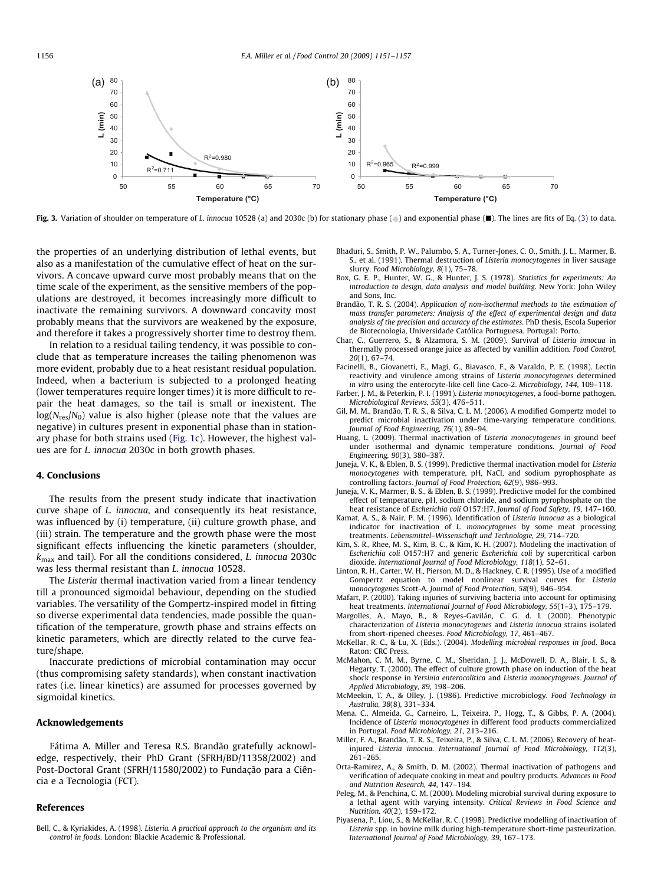Fig. 3. Variation of shoulder on temperature of *L. innocua* 10528 (a) and 2030c (b) for stationary phase (◆) and exponential phase (■). The lines are fits of Eq. (3) to data.

the properties of an underlying distribution of lethal events, but also as a manifestation of the cumulative effect of heat on the survivors. A concave upward curve most probably means that on the time scale of the experiment, as the sensitive members of the populations are destroyed, it becomes increasingly more difficult to inactivate the remaining survivors. A downward concavity most probably means that the survivors are weakened by the exposure, and therefore it takes a progressively shorter time to destroy them.

In relation to a residual tailing tendency, it was possible to conclude that as temperature increases the tailing phenomenon was more evident, probably due to a heat resistant residual population. Indeed, when a bacterium is subjected to a prolonged heating (lower temperatures require longer times) it is more difficult to repair the heat damages, so the tail is small or inexistent. The $\log(N_{res}/N_0)$ value is also higher (please note that the values are negative) in cultures present in exponential phase than in stationary phase for both strains used (Fig. 1c). However, the highest values are for *L. innocua* 2030c in both growth phases.

## 4. Conclusions

The results from the present study indicate that inactivation curve shape of *L. innocua*, and consequently its heat resistance, was influenced by (i) temperature, (ii) culture growth phase, and (iii) strain. The temperature and the growth phase were the most significant effects influencing the kinetic parameters (shoulder, $k_{max}$ and tail). For all the conditions considered, *L. innocua* 2030c was less thermal resistant than *L. innocua* 10528.

The *Listeria* thermal inactivation varied from a linear tendency till a pronounced sigmoidal behaviour, depending on the studied variables. The versatility of the Gompertz-inspired model in fitting so diverse experimental data tendencies, made possible the quantification of the temperature, growth phase and strains effects on kinetic parameters, which are directly related to the curve feature/shape.

Inaccurate predictions of microbial contamination may occur (thus compromising safety standards), when constant inactivation rates (i.e. linear kinetics) are assumed for processes governed by sigmoidal kinetics.

## Acknowledgements

Fátima A. Miller and Teresa R.S. Brandão gratefully acknowledge, respectively, their PhD Grant (SFRH/BD/11358/2002) and Post-Doctoral Grant (SFRH/11580/2002) to Fundação para a Ciência e a Tecnologia (FCT).

## References

Bell, C., & Kyriakides, A. (1998). *Listeria. A practical approach to the organism and its control in foods*. London: Blackie Academic & Professional.

Bhaduri, S., Smith, P. W., Palumbo, S. A., Turner-Jones, C. O., Smith, J. L., Marmer, B. S., et al. (1991). Thermal destruction of *Listeria monocytogenes* in liver sausage slurry. *Food Microbiology, 8*(1), 75–78.

Box, G. E. P., Hunter, W. G., & Hunter, J. S. (1978). *Statistics for experiments: An introduction to design, data analysis and model building*. New York: John Wiley and Sons, Inc.

Brandão, T. R. S. (2004). *Application of non-isothermal methods to the estimation of mass transfer parameters: Analysis of the effect of experimental design and data analysis of the precision and accuracy of the estimates*. PhD thesis, Escola Superior de Biotecnologia, Universidade Católica Portuguesa. Portugal: Porto.

Char, C., Guerrero, S., & Alzamora, S. M. (2009). Survival of *Listeria innocua* in thermally processed orange juice as affected by vanillin addition. *Food Control, 20*(1), 67–74.

Facinelli, B., Giovanetti, E., Magi, G., Biavasco, F., & Varaldo, P. E. (1998). Lectin reactivity and virulence among strains of *Listeria monocytogenes* determined *in vitro* using the enterocyte-like cell line Caco-2. *Microbiology, 144*, 109–118.

Farber, J. M., & Peterkin, P. I. (1991). *Listeria monocytogenes*, a food-borne pathogen. *Microbiological Reviews, 55*(3), 476–511.

Gil, M. M., Brandão, T. R. S., & Silva, C. L. M. (2006). A modified Gompertz model to predict microbial inactivation under time-varying temperature conditions. *Journal of Food Engineering, 76*(1), 89–94.

Huang, L. (2009). Thermal inactivation of *Listeria monocytogenes* in ground beef under isothermal and dynamic temperature conditions. *Journal of Food Engineering, 90*(3), 380–387.

Juneja, V. K., & Eblen, B. S. (1999). Predictive thermal inactivation model for *Listeria monocytogenes* with temperature, pH, NaCl, and sodium pyrophosphate as controlling factors. *Journal of Food Protection, 62*(9), 986–993.

Juneja, V. K., Marmer, B. S., & Eblen, B. S. (1999). Predictive model for the combined effect of temperature, pH, sodium chloride, and sodium pyrophosphate on the heat resistance of *Escherichia coli* O157:H7. *Journal of Food Safety, 19*, 147–160.

Kamat, A. S., & Nair, P. M. (1996). Identification of *Listeria innocua* as a biological indicator for inactivation of *L. monocytogenes* by some meat processing treatments. *Lebensmittel–Wissenschaft und Technologie, 29*, 714–720.

Kim, S. R., Rhee, M. S., Kim, B. C., & Kim, K. H. (2007). Modeling the inactivation of *Escherichia coli* O157:H7 and generic *Escherichia coli* by supercritical carbon dioxide. *International Journal of Food Microbiology, 118*(1), 52–61.

Linton, R. H., Carter, W. H., Pierson, M. D., & Hackney, C. R. (1995). Use of a modified Gompertz equation to model nonlinear survival curves for *Listeria monocytogenes* Scott-A. *Journal of Food Protection, 58*(9), 946–954.

Mafart, P. (2000). Taking injuries of surviving bacteria into account for optimising heat treatments. *International Journal of Food Microbiology, 55*(1–3), 175–179.

Margolles, A., Mayo, B., & Reyes-Gavilán, C. G. d. l. (2000). Phenotypic characterization of *Listeria monocytogenes* and *Listeria innocua* strains isolated from short-ripened cheeses. *Food Microbiology, 17*, 461–467.

McKellar, R. C., & Lu, X. (Eds.). (2004). *Modelling microbial responses in food*. Boca Raton: CRC Press.

McMahon, C. M. M., Byrne, C. M., Sheridan, J. J., McDowell, D. A., Blair, I. S., & Hegarty, T. (2000). The effect of culture growth phase on induction of the heat shock response in *Yersinia enterocolitica* and *Listeria monocytogenes*. *Journal of Applied Microbiology, 89*, 198–206.

McMeekin, T. A., & Olley, J. (1986). Predictive microbiology. *Food Technology in Australia, 38*(8), 331–334.

Mena, C., Almeida, G., Carneiro, L., Teixeira, P., Hogg, T., & Gibbs, P. A. (2004). Incidence of *Listeria monocytogenes* in different food products commercialized in Portugal. *Food Microbiology, 21*, 213–216.

Miller, F. A., Brandão, T. R. S., Teixeira, P., & Silva, C. L. M. (2006). Recovery of heat-injured *Listeria innocua*. *International Journal of Food Microbiology, 112*(3), 261–265.

Orta-Ramirez, A., & Smith, D. M. (2002). Thermal inactivation of pathogens and verification of adequate cooking in meat and poultry products. *Advances in Food and Nutrition Research, 44*, 147–194.

Peleg, M., & Penchina, C. M. (2000). Modeling microbial survival during exposure to a lethal agent with varying intensity. *Critical Reviews in Food Science and Nutrition, 40*(2), 159–172.

Piyasena, P., Liou, S., & McKellar, R. C. (1998). Predictive modelling of inactivation of *Listeria* spp. in bovine milk during high-temperature short-time pasteurization. *International Journal of Food Microbiology, 39*, 167–173.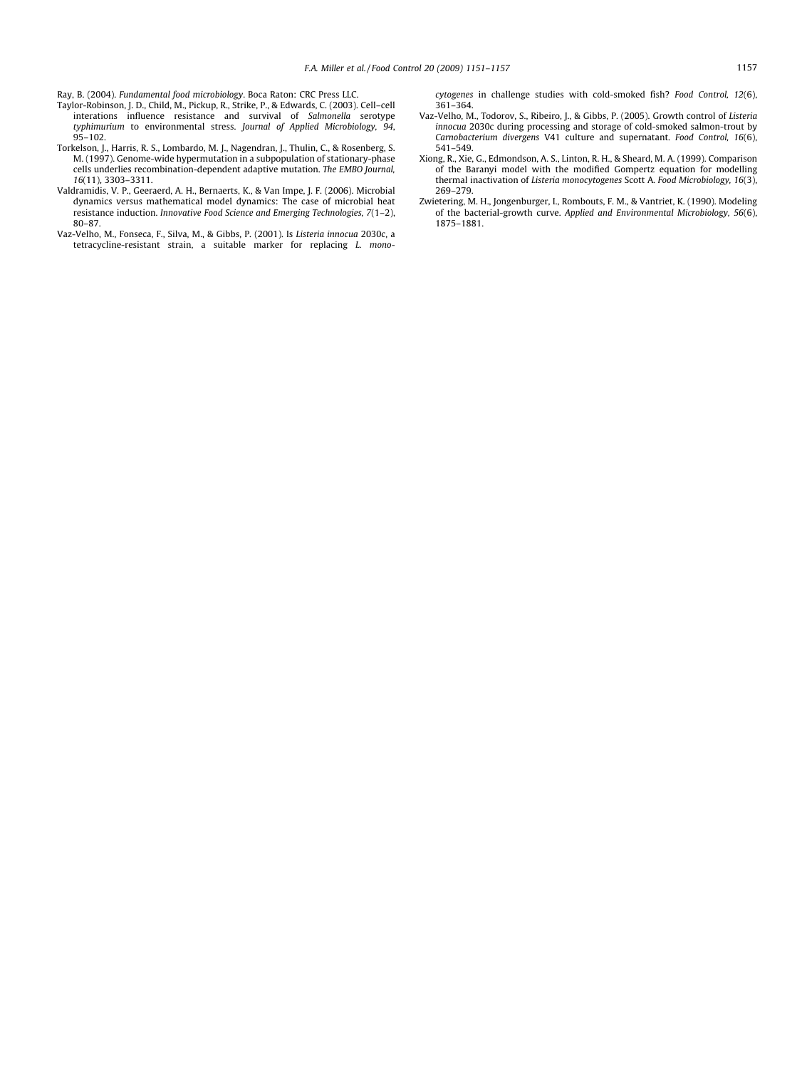Ray, B. (2004). *Fundamental food microbiology*. Boca Raton: CRC Press LLC.

Taylor-Robinson, J. D., Child, M., Pickup, R., Strike, P., & Edwards, C. (2003). Cell–cell interations influence resistance and survival of *Salmonella* serotype *typhimurium* to environmental stress. *Journal of Applied Microbiology, 94*, 95–102.

Torkelson, J., Harris, R. S., Lombardo, M. J., Nagendran, J., Thulin, C., & Rosenberg, S. M. (1997). Genome-wide hypermutation in a subpopulation of stationary-phase cells underlies recombination-dependent adaptive mutation. *The EMBO Journal, 16*(11), 3303–3311.

Valdramidis, V. P., Geeraerd, A. H., Bernaerts, K., & Van Impe, J. F. (2006). Microbial dynamics versus mathematical model dynamics: The case of microbial heat resistance induction. *Innovative Food Science and Emerging Technologies, 7*(1–2), 80–87.

Vaz-Velho, M., Fonseca, F., Silva, M., & Gibbs, P. (2001). Is *Listeria innocua* 2030c, a tetracycline-resistant strain, a suitable marker for replacing *L. monocytogenes* in challenge studies with cold-smoked fish? *Food Control, 12*(6), 361–364.

Vaz-Velho, M., Todorov, S., Ribeiro, J., & Gibbs, P. (2005). Growth control of *Listeria innocua* 2030c during processing and storage of cold-smoked salmon-trout by *Carnobacterium divergens* V41 culture and supernatant. *Food Control, 16*(6), 541–549.

Xiong, R., Xie, G., Edmondson, A. S., Linton, R. H., & Sheard, M. A. (1999). Comparison of the Baranyi model with the modified Gompertz equation for modelling thermal inactivation of *Listeria monocytogenes* Scott A. *Food Microbiology, 16*(3), 269–279.

Zwietering, M. H., Jongenburger, I., Rombouts, F. M., & Vantriet, K. (1990). Modeling of the bacterial-growth curve. *Applied and Environmental Microbiology, 56*(6), 1875–1881.